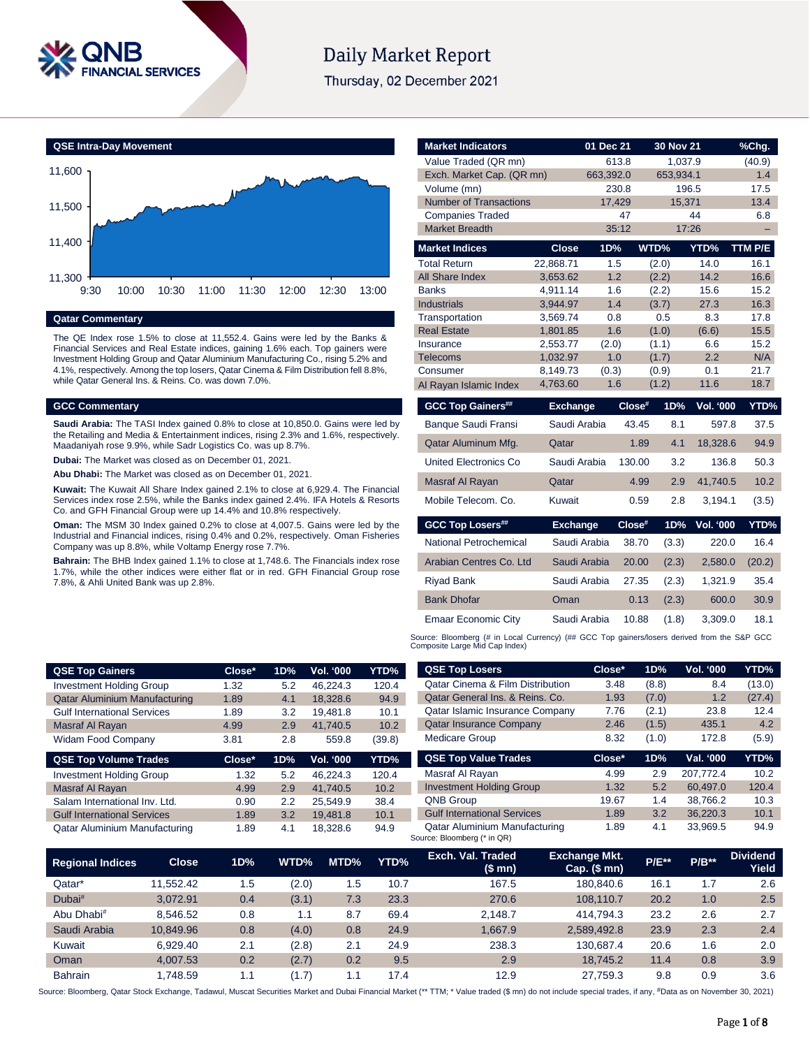# Daily Market Report

Thursday, 02 December 2021

## QSE Intra-Day Movement

## Qatar Commentary

The QE Index rose 1.5% to close at 11,552.4. Gains were led by the Banks & Financial Services and Real Estate indices, gaining 1.6% each. Top gainers were Investment Holding Group and Qatar Aluminium Manufacturing Co., rising 5.2% and 4.1%, respectively. Among the top losers, Qatar Cinema & Film Distribution fell 8.8%, while Qatar General Ins. & Reins. Co. was down 7.0%.

## GCC Commentary

**Saudi Arabia:** The TASI Index gained 0.8% to close at 10,850.0. Gains were led by the Retailing and Media & Entertainment indices, rising 2.3% and 1.6%, respectively. Maadaniyah rose 9.9%, while Sadr Logistics Co. was up 8.7%.

**Dubai:** The Market was closed as on December 01, 2021.

**Abu Dhabi:** The Market was closed as on December 01, 2021.

**Kuwait:** The Kuwait All Share Index gained 2.1% to close at 6,929.4. The Financial Services index rose 2.5%, while the Banks index gained 2.4%. IFA Hotels & Resorts Co. and GFH Financial Group were up 14.4% and 10.8% respectively.

**Oman:** The MSM 30 Index gained 0.2% to close at 4,007.5. Gains were led by the Industrial and Financial indices, rising 0.4% and 0.2%, respectively. Oman Fisheries Company was up 8.8%, while Voltamp Energy rose 7.7%.

**Bahrain:** The BHB Index gained 1.1% to close at 1,748.6. The Financials index rose 1.7%, while the other indices were either flat or in red. GFH Financial Group rose 7.8%, & Ahli United Bank was up 2.8%.

| Market Indicators | 01 Dec 21 | 30 Nov 21 | %Chg. |
|---|---|---|---|
| Value Traded (QR mn) | 613.8 | 1,037.9 | (40.9) |
| Exch. Market Cap. (QR mn) | 663,392.0 | 653,934.1 | 1.4 |
| Volume (mn) | 230.8 | 196.5 | 17.5 |
| Number of Transactions | 17,429 | 15,371 | 13.4 |
| Companies Traded | 47 | 44 | 6.8 |
| Market Breadth | 35:12 | 17:26 | – |

| Market Indices | Close | 1D% | WTD% | YTD% | TTM P/E |
|---|---|---|---|---|---|
| Total Return | 22,868.71 | 1.5 | (2.0) | 14.0 | 16.1 |
| All Share Index | 3,653.62 | 1.2 | (2.2) | 14.2 | 16.6 |
| Banks | 4,911.14 | 1.6 | (2.2) | 15.6 | 15.2 |
| Industrials | 3,944.97 | 1.4 | (3.7) | 27.3 | 16.3 |
| Transportation | 3,569.74 | 0.8 | 0.5 | 8.3 | 17.8 |
| Real Estate | 1,801.85 | 1.6 | (1.0) | (6.6) | 15.5 |
| Insurance | 2,553.77 | (2.0) | (1.1) | 6.6 | 15.2 |
| Telecoms | 1,032.97 | 1.0 | (1.7) | 2.2 | N/A |
| Consumer | 8,149.73 | (0.3) | (0.9) | 0.1 | 21.7 |
| Al Rayan Islamic Index | 4,763.60 | 1.6 | (1.2) | 11.6 | 18.7 |

| GCC Top Gainers## | Exchange | Close# | 1D% | Vol. '000 | YTD% |
|---|---|---|---|---|---|
| Banque Saudi Fransi | Saudi Arabia | 43.45 | 8.1 | 597.8 | 37.5 |
| Qatar Aluminum Mfg. | Qatar | 1.89 | 4.1 | 18,328.6 | 94.9 |
| United Electronics Co | Saudi Arabia | 130.00 | 3.2 | 136.8 | 50.3 |
| Masraf Al Rayan | Qatar | 4.99 | 2.9 | 41,740.5 | 10.2 |
| Mobile Telecom. Co. | Kuwait | 0.59 | 2.8 | 3,194.1 | (3.5) |

| GCC Top Losers## | Exchange | Close# | 1D% | Vol. '000 | YTD% |
|---|---|---|---|---|---|
| National Petrochemical | Saudi Arabia | 38.70 | (3.3) | 220.0 | 16.4 |
| Arabian Centres Co. Ltd | Saudi Arabia | 20.00 | (2.3) | 2,580.0 | (20.2) |
| Riyad Bank | Saudi Arabia | 27.35 | (2.3) | 1,321.9 | 35.4 |
| Bank Dhofar | Oman | 0.13 | (2.3) | 600.0 | 30.9 |
| Emaar Economic City | Saudi Arabia | 10.88 | (1.8) | 3,309.0 | 18.1 |

Source: Bloomberg (# in Local Currency) (## GCC Top gainers/losers derived from the S&P GCC Composite Large Mid Cap Index)

| QSE Top Gainers | Close* | 1D% | Vol. '000 | YTD% |
|---|---|---|---|---|
| Investment Holding Group | 1.32 | 5.2 | 46,224.3 | 120.4 |
| Qatar Aluminium Manufacturing | 1.89 | 4.1 | 18,328.6 | 94.9 |
| Gulf International Services | 1.89 | 3.2 | 19,481.8 | 10.1 |
| Masraf Al Rayan | 4.99 | 2.9 | 41,740.5 | 10.2 |
| Widam Food Company | 3.81 | 2.8 | 559.8 | (39.8) |

| QSE Top Volume Trades | Close* | 1D% | Vol. '000 | YTD% |
|---|---|---|---|---|
| Investment Holding Group | 1.32 | 5.2 | 46,224.3 | 120.4 |
| Masraf Al Rayan | 4.99 | 2.9 | 41,740.5 | 10.2 |
| Salam International Inv. Ltd. | 0.90 | 2.2 | 25,549.9 | 38.4 |
| Gulf International Services | 1.89 | 3.2 | 19,481.8 | 10.1 |
| Qatar Aluminium Manufacturing | 1.89 | 4.1 | 18,328.6 | 94.9 |

| QSE Top Losers | Close* | 1D% | Vol. '000 | YTD% |
|---|---|---|---|---|
| Qatar Cinema & Film Distribution | 3.48 | (8.8) | 8.4 | (13.0) |
| Qatar General Ins. & Reins. Co. | 1.93 | (7.0) | 1.2 | (27.4) |
| Qatar Islamic Insurance Company | 7.76 | (2.1) | 23.8 | 12.4 |
| Qatar Insurance Company | 2.46 | (1.5) | 435.1 | 4.2 |
| Medicare Group | 8.32 | (1.0) | 172.8 | (5.9) |

| QSE Top Value Trades | Close* | 1D% | Val. '000 | YTD% |
|---|---|---|---|---|
| Masraf Al Rayan | 4.99 | 2.9 | 207,772.4 | 10.2 |
| Investment Holding Group | 1.32 | 5.2 | 60,497.0 | 120.4 |
| QNB Group | 19.67 | 1.4 | 38,766.2 | 10.3 |
| Gulf International Services | 1.89 | 3.2 | 36,220.3 | 10.1 |
| Qatar Aluminium Manufacturing | 1.89 | 4.1 | 33,969.5 | 94.9 |

Source: Bloomberg (* in QR)

| Regional Indices | Close | 1D% | WTD% | MTD% | YTD% | Exch. Val. Traded ($ mn) | Exchange Mkt. Cap. ($ mn) | P/E** | P/B** | Dividend Yield |
|---|---|---|---|---|---|---|---|---|---|---|
| Qatar* | 11,552.42 | 1.5 | (2.0) | 1.5 | 10.7 | 167.5 | 180,840.6 | 16.1 | 1.7 | 2.6 |
| Dubai# | 3,072.91 | 0.4 | (3.1) | 7.3 | 23.3 | 270.6 | 108,110.7 | 20.2 | 1.0 | 2.5 |
| Abu Dhabi# | 8,546.52 | 0.8 | 1.1 | 8.7 | 69.4 | 2,148.7 | 414,794.3 | 23.2 | 2.6 | 2.7 |
| Saudi Arabia | 10,849.96 | 0.8 | (4.0) | 0.8 | 24.9 | 1,667.9 | 2,589,492.8 | 23.9 | 2.3 | 2.4 |
| Kuwait | 6,929.40 | 2.1 | (2.8) | 2.1 | 24.9 | 238.3 | 130,687.4 | 20.6 | 1.6 | 2.0 |
| Oman | 4,007.53 | 0.2 | (2.7) | 0.2 | 9.5 | 2.9 | 18,745.2 | 11.4 | 0.8 | 3.9 |
| Bahrain | 1,748.59 | 1.1 | (1.7) | 1.1 | 17.4 | 12.9 | 27,759.3 | 9.8 | 0.9 | 3.6 |

Source: Bloomberg, Qatar Stock Exchange, Tadawul, Muscat Securities Market and Dubai Financial Market (** TTM; * Value traded ($ mn) do not include special trades, if any, #Data as on November 30, 2021)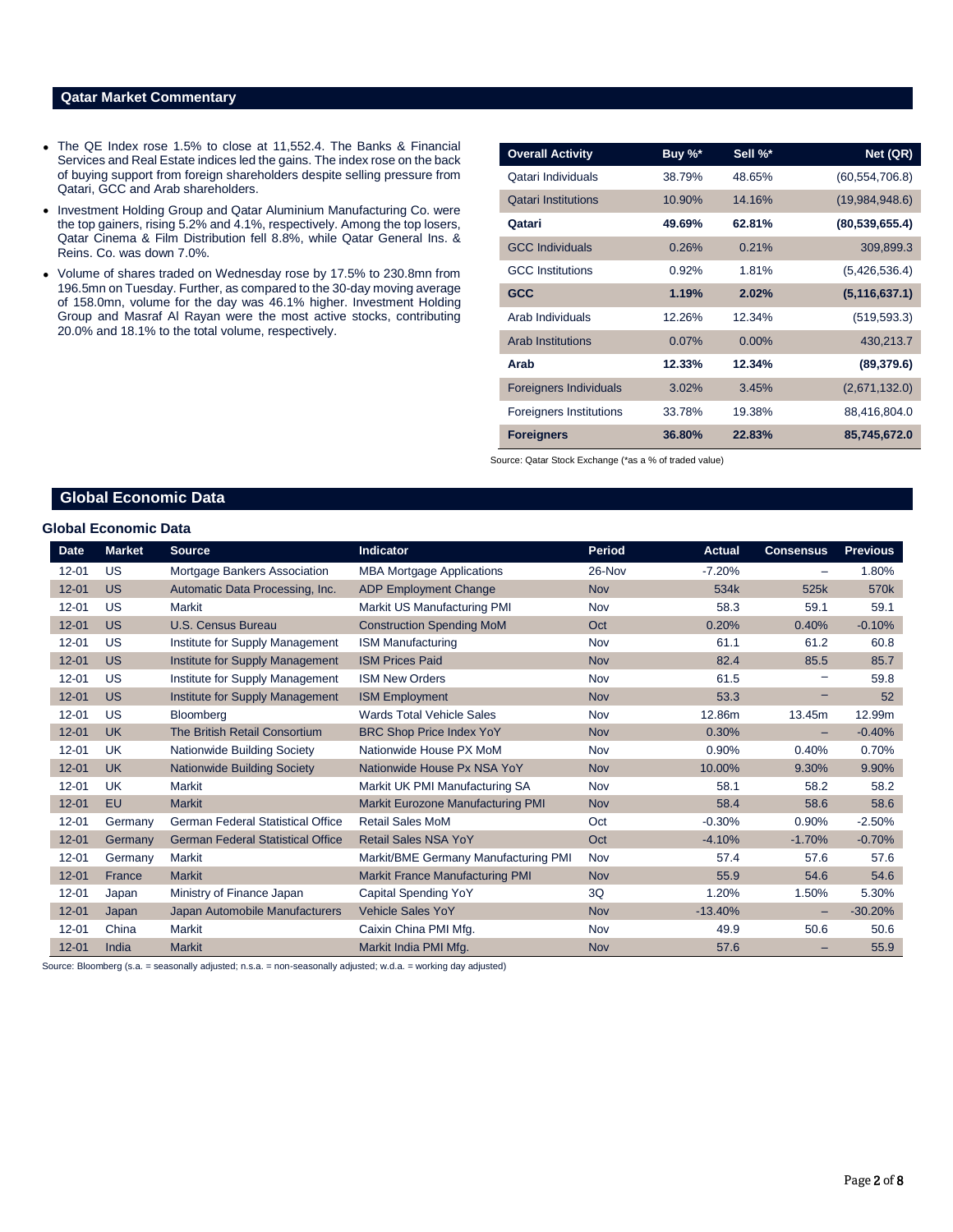## Qatar Market Commentary

- The QE Index rose 1.5% to close at 11,552.4. The Banks & Financial Services and Real Estate indices led the gains. The index rose on the back of buying support from foreign shareholders despite selling pressure from Qatari, GCC and Arab shareholders.
- Investment Holding Group and Qatar Aluminium Manufacturing Co. were the top gainers, rising 5.2% and 4.1%, respectively. Among the top losers, Qatar Cinema & Film Distribution fell 8.8%, while Qatar General Ins. & Reins. Co. was down 7.0%.
- Volume of shares traded on Wednesday rose by 17.5% to 230.8mn from 196.5mn on Tuesday. Further, as compared to the 30-day moving average of 158.0mn, volume for the day was 46.1% higher. Investment Holding Group and Masraf Al Rayan were the most active stocks, contributing 20.0% and 18.1% to the total volume, respectively.

| Overall Activity | Buy %* | Sell %* | Net (QR) |
|---|---|---|---|
| Qatari Individuals | 38.79% | 48.65% | (60,554,706.8) |
| Qatari Institutions | 10.90% | 14.16% | (19,984,948.6) |
| **Qatari** | **49.69%** | **62.81%** | **(80,539,655.4)** |
| GCC Individuals | 0.26% | 0.21% | 309,899.3 |
| GCC Institutions | 0.92% | 1.81% | (5,426,536.4) |
| **GCC** | **1.19%** | **2.02%** | **(5,116,637.1)** |
| Arab Individuals | 12.26% | 12.34% | (519,593.3) |
| Arab Institutions | 0.07% | 0.00% | 430,213.7 |
| **Arab** | **12.33%** | **12.34%** | **(89,379.6)** |
| Foreigners Individuals | 3.02% | 3.45% | (2,671,132.0) |
| Foreigners Institutions | 33.78% | 19.38% | 88,416,804.0 |
| **Foreigners** | **36.80%** | **22.83%** | **85,745,672.0** |

Source: Qatar Stock Exchange (*as a % of traded value)

## Global Economic Data

### Global Economic Data

| Date | Market | Source | Indicator | Period | Actual | Consensus | Previous |
|---|---|---|---|---|---|---|---|
| 12-01 | US | Mortgage Bankers Association | MBA Mortgage Applications | 26-Nov | -7.20% | – | 1.80% |
| 12-01 | US | Automatic Data Processing, Inc. | ADP Employment Change | Nov | 534k | 525k | 570k |
| 12-01 | US | Markit | Markit US Manufacturing PMI | Nov | 58.3 | 59.1 | 59.1 |
| 12-01 | US | U.S. Census Bureau | Construction Spending MoM | Oct | 0.20% | 0.40% | -0.10% |
| 12-01 | US | Institute for Supply Management | ISM Manufacturing | Nov | 61.1 | 61.2 | 60.8 |
| 12-01 | US | Institute for Supply Management | ISM Prices Paid | Nov | 82.4 | 85.5 | 85.7 |
| 12-01 | US | Institute for Supply Management | ISM New Orders | Nov | 61.5 | – | 59.8 |
| 12-01 | US | Institute for Supply Management | ISM Employment | Nov | 53.3 | – | 52 |
| 12-01 | US | Bloomberg | Wards Total Vehicle Sales | Nov | 12.86m | 13.45m | 12.99m |
| 12-01 | UK | The British Retail Consortium | BRC Shop Price Index YoY | Nov | 0.30% | – | -0.40% |
| 12-01 | UK | Nationwide Building Society | Nationwide House PX MoM | Nov | 0.90% | 0.40% | 0.70% |
| 12-01 | UK | Nationwide Building Society | Nationwide House Px NSA YoY | Nov | 10.00% | 9.30% | 9.90% |
| 12-01 | UK | Markit | Markit UK PMI Manufacturing SA | Nov | 58.1 | 58.2 | 58.2 |
| 12-01 | EU | Markit | Markit Eurozone Manufacturing PMI | Nov | 58.4 | 58.6 | 58.6 |
| 12-01 | Germany | German Federal Statistical Office | Retail Sales MoM | Oct | -0.30% | 0.90% | -2.50% |
| 12-01 | Germany | German Federal Statistical Office | Retail Sales NSA YoY | Oct | -4.10% | -1.70% | -0.70% |
| 12-01 | Germany | Markit | Markit/BME Germany Manufacturing PMI | Nov | 57.4 | 57.6 | 57.6 |
| 12-01 | France | Markit | Markit France Manufacturing PMI | Nov | 55.9 | 54.6 | 54.6 |
| 12-01 | Japan | Ministry of Finance Japan | Capital Spending YoY | 3Q | 1.20% | 1.50% | 5.30% |
| 12-01 | Japan | Japan Automobile Manufacturers | Vehicle Sales YoY | Nov | -13.40% | – | -30.20% |
| 12-01 | China | Markit | Caixin China PMI Mfg. | Nov | 49.9 | 50.6 | 50.6 |
| 12-01 | India | Markit | Markit India PMI Mfg. | Nov | 57.6 | – | 55.9 |

Source: Bloomberg (s.a. = seasonally adjusted; n.s.a. = non-seasonally adjusted; w.d.a. = working day adjusted)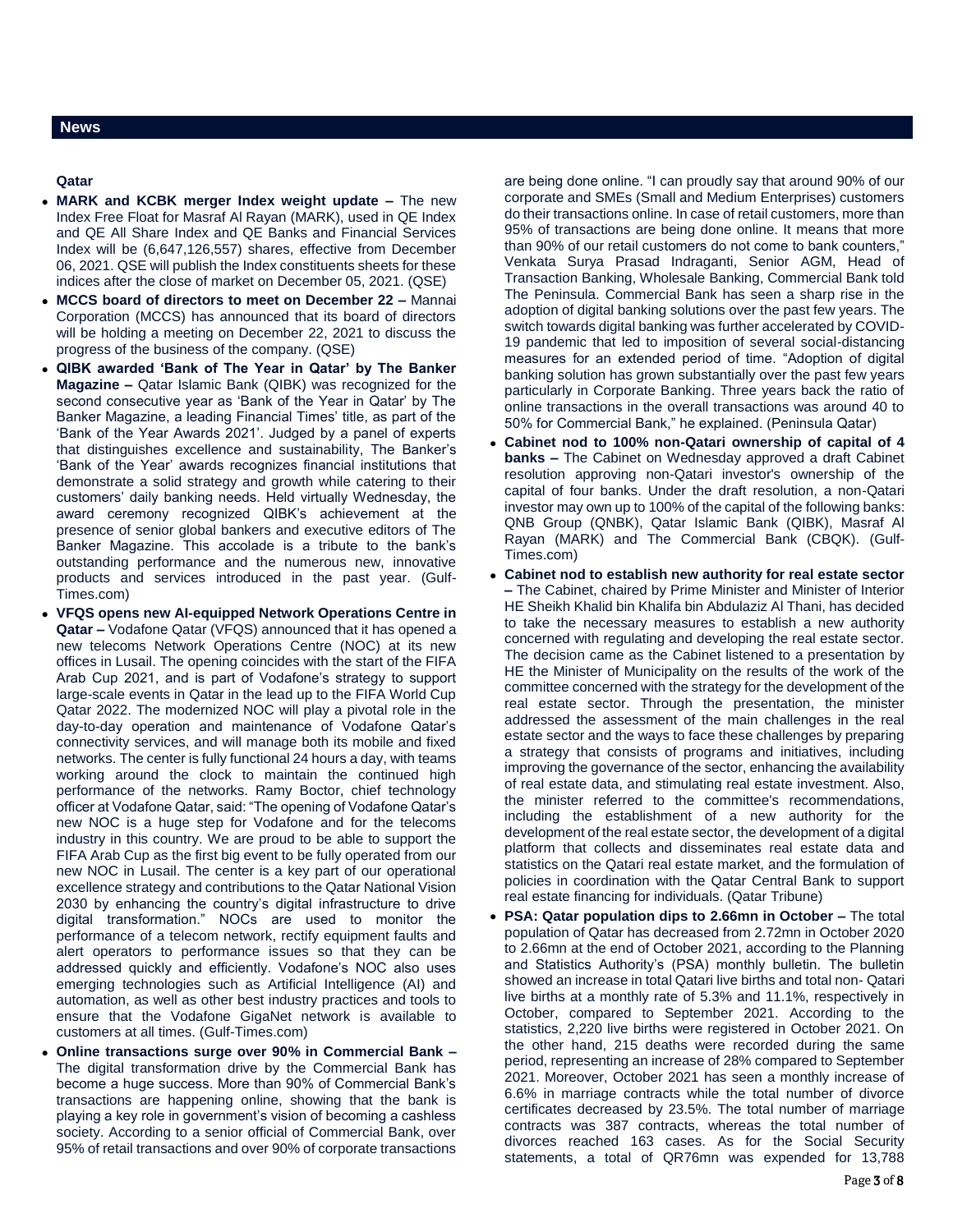## News

### Qatar

- **MARK and KCBK merger Index weight update –** The new Index Free Float for Masraf Al Rayan (MARK), used in QE Index and QE All Share Index and QE Banks and Financial Services Index will be (6,647,126,557) shares, effective from December 06, 2021. QSE will publish the Index constituents sheets for these indices after the close of market on December 05, 2021. (QSE)
- **MCCS board of directors to meet on December 22 –** Mannai Corporation (MCCS) has announced that its board of directors will be holding a meeting on December 22, 2021 to discuss the progress of the business of the company. (QSE)
- **QIBK awarded 'Bank of The Year in Qatar' by The Banker Magazine –** Qatar Islamic Bank (QIBK) was recognized for the second consecutive year as 'Bank of the Year in Qatar' by The Banker Magazine, a leading Financial Times' title, as part of the 'Bank of the Year Awards 2021'. Judged by a panel of experts that distinguishes excellence and sustainability, The Banker's 'Bank of the Year' awards recognizes financial institutions that demonstrate a solid strategy and growth while catering to their customers' daily banking needs. Held virtually Wednesday, the award ceremony recognized QIBK's achievement at the presence of senior global bankers and executive editors of The Banker Magazine. This accolade is a tribute to the bank's outstanding performance and the numerous new, innovative products and services introduced in the past year. (Gulf-Times.com)
- **VFQS opens new AI-equipped Network Operations Centre in Qatar –** Vodafone Qatar (VFQS) announced that it has opened a new telecoms Network Operations Centre (NOC) at its new offices in Lusail. The opening coincides with the start of the FIFA Arab Cup 2021, and is part of Vodafone's strategy to support large-scale events in Qatar in the lead up to the FIFA World Cup Qatar 2022. The modernized NOC will play a pivotal role in the day-to-day operation and maintenance of Vodafone Qatar's connectivity services, and will manage both its mobile and fixed networks. The center is fully functional 24 hours a day, with teams working around the clock to maintain the continued high performance of the networks. Ramy Boctor, chief technology officer at Vodafone Qatar, said: "The opening of Vodafone Qatar's new NOC is a huge step for Vodafone and for the telecoms industry in this country. We are proud to be able to support the FIFA Arab Cup as the first big event to be fully operated from our new NOC in Lusail. The center is a key part of our operational excellence strategy and contributions to the Qatar National Vision 2030 by enhancing the country's digital infrastructure to drive digital transformation." NOCs are used to monitor the performance of a telecom network, rectify equipment faults and alert operators to performance issues so that they can be addressed quickly and efficiently. Vodafone's NOC also uses emerging technologies such as Artificial Intelligence (AI) and automation, as well as other best industry practices and tools to ensure that the Vodafone GigaNet network is available to customers at all times. (Gulf-Times.com)
- **Online transactions surge over 90% in Commercial Bank –** The digital transformation drive by the Commercial Bank has become a huge success. More than 90% of Commercial Bank's transactions are happening online, showing that the bank is playing a key role in government's vision of becoming a cashless society. According to a senior official of Commercial Bank, over 95% of retail transactions and over 90% of corporate transactions are being done online. "I can proudly say that around 90% of our corporate and SMEs (Small and Medium Enterprises) customers do their transactions online. In case of retail customers, more than 95% of transactions are being done online. It means that more than 90% of our retail customers do not come to bank counters," Venkata Surya Prasad Indraganti, Senior AGM, Head of Transaction Banking, Wholesale Banking, Commercial Bank told The Peninsula. Commercial Bank has seen a sharp rise in the adoption of digital banking solutions over the past few years. The switch towards digital banking was further accelerated by COVID-19 pandemic that led to imposition of several social-distancing measures for an extended period of time. "Adoption of digital banking solution has grown substantially over the past few years particularly in Corporate Banking. Three years back the ratio of online transactions in the overall transactions was around 40 to 50% for Commercial Bank," he explained. (Peninsula Qatar)
- **Cabinet nod to 100% non-Qatari ownership of capital of 4 banks –** The Cabinet on Wednesday approved a draft Cabinet resolution approving non-Qatari investor's ownership of the capital of four banks. Under the draft resolution, a non-Qatari investor may own up to 100% of the capital of the following banks: QNB Group (QNBK), Qatar Islamic Bank (QIBK), Masraf Al Rayan (MARK) and The Commercial Bank (CBQK). (Gulf-Times.com)
- **Cabinet nod to establish new authority for real estate sector –** The Cabinet, chaired by Prime Minister and Minister of Interior HE Sheikh Khalid bin Khalifa bin Abdulaziz Al Thani, has decided to take the necessary measures to establish a new authority concerned with regulating and developing the real estate sector. The decision came as the Cabinet listened to a presentation by HE the Minister of Municipality on the results of the work of the committee concerned with the strategy for the development of the real estate sector. Through the presentation, the minister addressed the assessment of the main challenges in the real estate sector and the ways to face these challenges by preparing a strategy that consists of programs and initiatives, including improving the governance of the sector, enhancing the availability of real estate data, and stimulating real estate investment. Also, the minister referred to the committee's recommendations, including the establishment of a new authority for the development of the real estate sector, the development of a digital platform that collects and disseminates real estate data and statistics on the Qatari real estate market, and the formulation of policies in coordination with the Qatar Central Bank to support real estate financing for individuals. (Qatar Tribune)
- **PSA: Qatar population dips to 2.66mn in October –** The total population of Qatar has decreased from 2.72mn in October 2020 to 2.66mn at the end of October 2021, according to the Planning and Statistics Authority's (PSA) monthly bulletin. The bulletin showed an increase in total Qatari live births and total non- Qatari live births at a monthly rate of 5.3% and 11.1%, respectively in October, compared to September 2021. According to the statistics, 2,220 live births were registered in October 2021. On the other hand, 215 deaths were recorded during the same period, representing an increase of 28% compared to September 2021. Moreover, October 2021 has seen a monthly increase of 6.6% in marriage contracts while the total number of divorce certificates decreased by 23.5%. The total number of marriage contracts was 387 contracts, whereas the total number of divorces reached 163 cases. As for the Social Security statements, a total of QR76mn was expended for 13,788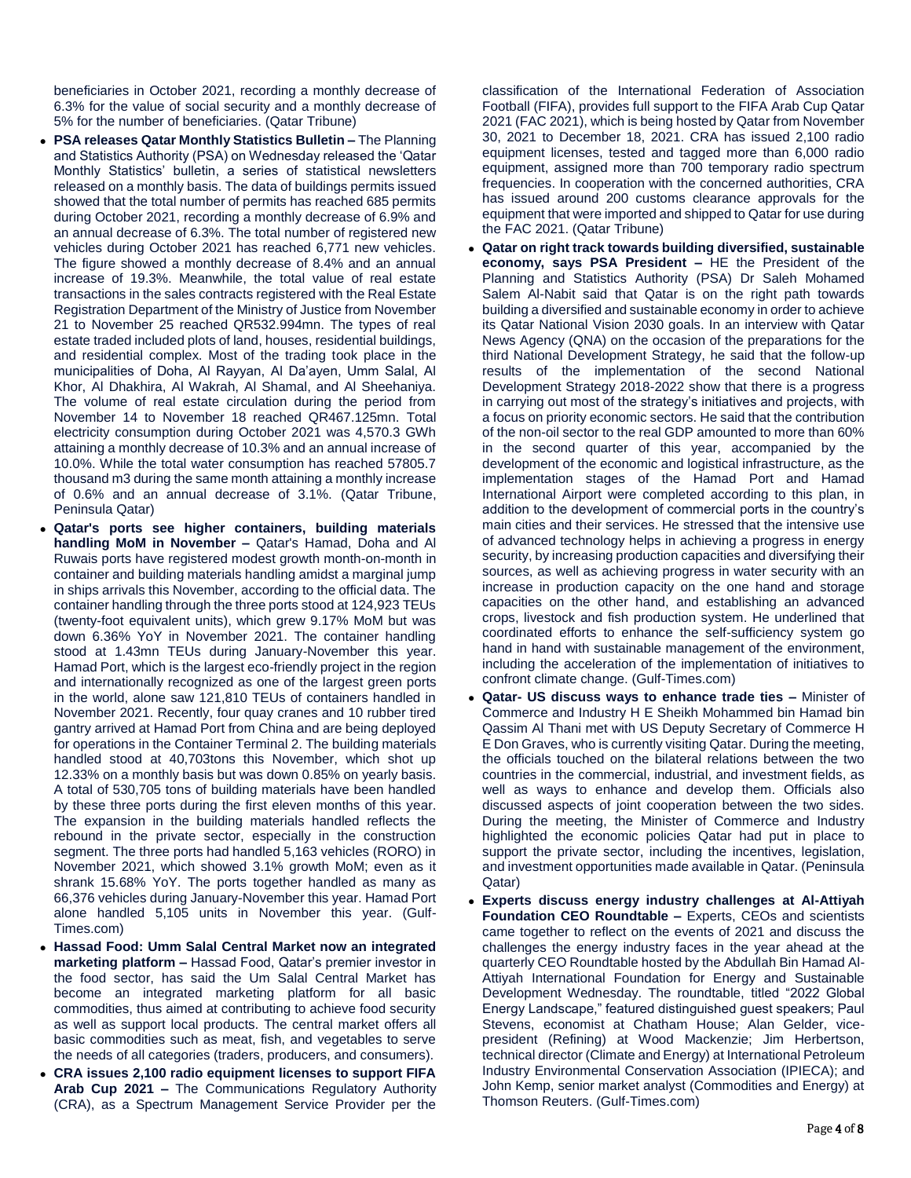beneficiaries in October 2021, recording a monthly decrease of 6.3% for the value of social security and a monthly decrease of 5% for the number of beneficiaries. (Qatar Tribune)

- **PSA releases Qatar Monthly Statistics Bulletin –** The Planning and Statistics Authority (PSA) on Wednesday released the 'Qatar Monthly Statistics' bulletin, a series of statistical newsletters released on a monthly basis. The data of buildings permits issued showed that the total number of permits has reached 685 permits during October 2021, recording a monthly decrease of 6.9% and an annual decrease of 6.3%. The total number of registered new vehicles during October 2021 has reached 6,771 new vehicles. The figure showed a monthly decrease of 8.4% and an annual increase of 19.3%. Meanwhile, the total value of real estate transactions in the sales contracts registered with the Real Estate Registration Department of the Ministry of Justice from November 21 to November 25 reached QR532.994mn. The types of real estate traded included plots of land, houses, residential buildings, and residential complex. Most of the trading took place in the municipalities of Doha, Al Rayyan, Al Da'ayen, Umm Salal, Al Khor, Al Dhakhira, Al Wakrah, Al Shamal, and Al Sheehaniya. The volume of real estate circulation during the period from November 14 to November 18 reached QR467.125mn. Total electricity consumption during October 2021 was 4,570.3 GWh attaining a monthly decrease of 10.3% and an annual increase of 10.0%. While the total water consumption has reached 57805.7 thousand m3 during the same month attaining a monthly increase of 0.6% and an annual decrease of 3.1%. (Qatar Tribune, Peninsula Qatar)
- **Qatar's ports see higher containers, building materials handling MoM in November –** Qatar's Hamad, Doha and Al Ruwais ports have registered modest growth month-on-month in container and building materials handling amidst a marginal jump in ships arrivals this November, according to the official data. The container handling through the three ports stood at 124,923 TEUs (twenty-foot equivalent units), which grew 9.17% MoM but was down 6.36% YoY in November 2021. The container handling stood at 1.43mn TEUs during January-November this year. Hamad Port, which is the largest eco-friendly project in the region and internationally recognized as one of the largest green ports in the world, alone saw 121,810 TEUs of containers handled in November 2021. Recently, four quay cranes and 10 rubber tired gantry arrived at Hamad Port from China and are being deployed for operations in the Container Terminal 2. The building materials handled stood at 40,703tons this November, which shot up 12.33% on a monthly basis but was down 0.85% on yearly basis. A total of 530,705 tons of building materials have been handled by these three ports during the first eleven months of this year. The expansion in the building materials handled reflects the rebound in the private sector, especially in the construction segment. The three ports had handled 5,163 vehicles (RORO) in November 2021, which showed 3.1% growth MoM; even as it shrank 15.68% YoY. The ports together handled as many as 66,376 vehicles during January-November this year. Hamad Port alone handled 5,105 units in November this year. (Gulf-Times.com)
- **Hassad Food: Umm Salal Central Market now an integrated marketing platform –** Hassad Food, Qatar's premier investor in the food sector, has said the Um Salal Central Market has become an integrated marketing platform for all basic commodities, thus aimed at contributing to achieve food security as well as support local products. The central market offers all basic commodities such as meat, fish, and vegetables to serve the needs of all categories (traders, producers, and consumers).
- **CRA issues 2,100 radio equipment licenses to support FIFA Arab Cup 2021 –** The Communications Regulatory Authority (CRA), as a Spectrum Management Service Provider per the classification of the International Federation of Association Football (FIFA), provides full support to the FIFA Arab Cup Qatar 2021 (FAC 2021), which is being hosted by Qatar from November 30, 2021 to December 18, 2021. CRA has issued 2,100 radio equipment licenses, tested and tagged more than 6,000 radio equipment, assigned more than 700 temporary radio spectrum frequencies. In cooperation with the concerned authorities, CRA has issued around 200 customs clearance approvals for the equipment that were imported and shipped to Qatar for use during the FAC 2021. (Qatar Tribune)
- **Qatar on right track towards building diversified, sustainable economy, says PSA President –** HE the President of the Planning and Statistics Authority (PSA) Dr Saleh Mohamed Salem Al-Nabit said that Qatar is on the right path towards building a diversified and sustainable economy in order to achieve its Qatar National Vision 2030 goals. In an interview with Qatar News Agency (QNA) on the occasion of the preparations for the third National Development Strategy, he said that the follow-up results of the implementation of the second National Development Strategy 2018-2022 show that there is a progress in carrying out most of the strategy's initiatives and projects, with a focus on priority economic sectors. He said that the contribution of the non-oil sector to the real GDP amounted to more than 60% in the second quarter of this year, accompanied by the development of the economic and logistical infrastructure, as the implementation stages of the Hamad Port and Hamad International Airport were completed according to this plan, in addition to the development of commercial ports in the country's main cities and their services. He stressed that the intensive use of advanced technology helps in achieving a progress in energy security, by increasing production capacities and diversifying their sources, as well as achieving progress in water security with an increase in production capacity on the one hand and storage capacities on the other hand, and establishing an advanced crops, livestock and fish production system. He underlined that coordinated efforts to enhance the self-sufficiency system go hand in hand with sustainable management of the environment, including the acceleration of the implementation of initiatives to confront climate change. (Gulf-Times.com)
- **Qatar- US discuss ways to enhance trade ties –** Minister of Commerce and Industry H E Sheikh Mohammed bin Hamad bin Qassim Al Thani met with US Deputy Secretary of Commerce H E Don Graves, who is currently visiting Qatar. During the meeting, the officials touched on the bilateral relations between the two countries in the commercial, industrial, and investment fields, as well as ways to enhance and develop them. Officials also discussed aspects of joint cooperation between the two sides. During the meeting, the Minister of Commerce and Industry highlighted the economic policies Qatar had put in place to support the private sector, including the incentives, legislation, and investment opportunities made available in Qatar. (Peninsula Qatar)
- **Experts discuss energy industry challenges at Al-Attiyah Foundation CEO Roundtable –** Experts, CEOs and scientists came together to reflect on the events of 2021 and discuss the challenges the energy industry faces in the year ahead at the quarterly CEO Roundtable hosted by the Abdullah Bin Hamad Al-Attiyah International Foundation for Energy and Sustainable Development Wednesday. The roundtable, titled "2022 Global Energy Landscape," featured distinguished guest speakers; Paul Stevens, economist at Chatham House; Alan Gelder, vice-president (Refining) at Wood Mackenzie; Jim Herbertson, technical director (Climate and Energy) at International Petroleum Industry Environmental Conservation Association (IPIECA); and John Kemp, senior market analyst (Commodities and Energy) at Thomson Reuters. (Gulf-Times.com)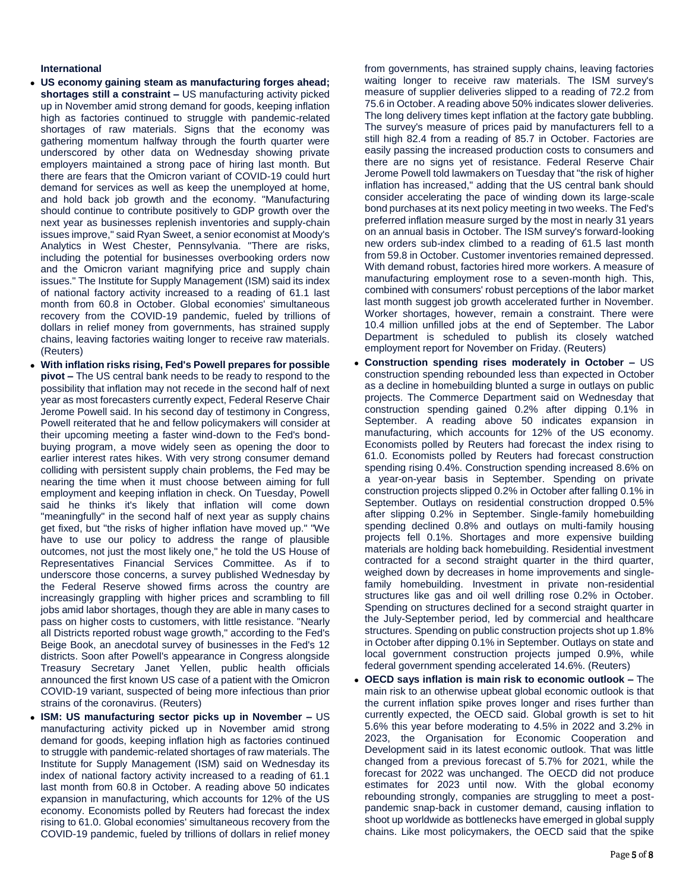**International**

- **US economy gaining steam as manufacturing forges ahead; shortages still a constraint –** US manufacturing activity picked up in November amid strong demand for goods, keeping inflation high as factories continued to struggle with pandemic-related shortages of raw materials. Signs that the economy was gathering momentum halfway through the fourth quarter were underscored by other data on Wednesday showing private employers maintained a strong pace of hiring last month. But there are fears that the Omicron variant of COVID-19 could hurt demand for services as well as keep the unemployed at home, and hold back job growth and the economy. "Manufacturing should continue to contribute positively to GDP growth over the next year as businesses replenish inventories and supply-chain issues improve," said Ryan Sweet, a senior economist at Moody's Analytics in West Chester, Pennsylvania. "There are risks, including the potential for businesses overbooking orders now and the Omicron variant magnifying price and supply chain issues." The Institute for Supply Management (ISM) said its index of national factory activity increased to a reading of 61.1 last month from 60.8 in October. Global economies' simultaneous recovery from the COVID-19 pandemic, fueled by trillions of dollars in relief money from governments, has strained supply chains, leaving factories waiting longer to receive raw materials. (Reuters)
- **With inflation risks rising, Fed's Powell prepares for possible pivot –** The US central bank needs to be ready to respond to the possibility that inflation may not recede in the second half of next year as most forecasters currently expect, Federal Reserve Chair Jerome Powell said. In his second day of testimony in Congress, Powell reiterated that he and fellow policymakers will consider at their upcoming meeting a faster wind-down to the Fed's bond-buying program, a move widely seen as opening the door to earlier interest rates hikes. With very strong consumer demand colliding with persistent supply chain problems, the Fed may be nearing the time when it must choose between aiming for full employment and keeping inflation in check. On Tuesday, Powell said he thinks it's likely that inflation will come down "meaningfully" in the second half of next year as supply chains get fixed, but "the risks of higher inflation have moved up." "We have to use our policy to address the range of plausible outcomes, not just the most likely one," he told the US House of Representatives Financial Services Committee. As if to underscore those concerns, a survey published Wednesday by the Federal Reserve showed firms across the country are increasingly grappling with higher prices and scrambling to fill jobs amid labor shortages, though they are able in many cases to pass on higher costs to customers, with little resistance. "Nearly all Districts reported robust wage growth," according to the Fed's Beige Book, an anecdotal survey of businesses in the Fed's 12 districts. Soon after Powell's appearance in Congress alongside Treasury Secretary Janet Yellen, public health officials announced the first known US case of a patient with the Omicron COVID-19 variant, suspected of being more infectious than prior strains of the coronavirus. (Reuters)
- **ISM: US manufacturing sector picks up in November –** US manufacturing activity picked up in November amid strong demand for goods, keeping inflation high as factories continued to struggle with pandemic-related shortages of raw materials. The Institute for Supply Management (ISM) said on Wednesday its index of national factory activity increased to a reading of 61.1 last month from 60.8 in October. A reading above 50 indicates expansion in manufacturing, which accounts for 12% of the US economy. Economists polled by Reuters had forecast the index rising to 61.0. Global economies' simultaneous recovery from the COVID-19 pandemic, fueled by trillions of dollars in relief money from governments, has strained supply chains, leaving factories waiting longer to receive raw materials. The ISM survey's measure of supplier deliveries slipped to a reading of 72.2 from 75.6 in October. A reading above 50% indicates slower deliveries. The long delivery times kept inflation at the factory gate bubbling. The survey's measure of prices paid by manufacturers fell to a still high 82.4 from a reading of 85.7 in October. Factories are easily passing the increased production costs to consumers and there are no signs yet of resistance. Federal Reserve Chair Jerome Powell told lawmakers on Tuesday that "the risk of higher inflation has increased," adding that the US central bank should consider accelerating the pace of winding down its large-scale bond purchases at its next policy meeting in two weeks. The Fed's preferred inflation measure surged by the most in nearly 31 years on an annual basis in October. The ISM survey's forward-looking new orders sub-index climbed to a reading of 61.5 last month from 59.8 in October. Customer inventories remained depressed. With demand robust, factories hired more workers. A measure of manufacturing employment rose to a seven-month high. This, combined with consumers' robust perceptions of the labor market last month suggest job growth accelerated further in November. Worker shortages, however, remain a constraint. There were 10.4 million unfilled jobs at the end of September. The Labor Department is scheduled to publish its closely watched employment report for November on Friday. (Reuters)
- **Construction spending rises moderately in October –** US construction spending rebounded less than expected in October as a decline in homebuilding blunted a surge in outlays on public projects. The Commerce Department said on Wednesday that construction spending gained 0.2% after dipping 0.1% in September. A reading above 50 indicates expansion in manufacturing, which accounts for 12% of the US economy. Economists polled by Reuters had forecast the index rising to 61.0. Economists polled by Reuters had forecast construction spending rising 0.4%. Construction spending increased 8.6% on a year-on-year basis in September. Spending on private construction projects slipped 0.2% in October after falling 0.1% in September. Outlays on residential construction dropped 0.5% after slipping 0.2% in September. Single-family homebuilding spending declined 0.8% and outlays on multi-family housing projects fell 0.1%. Shortages and more expensive building materials are holding back homebuilding. Residential investment contracted for a second straight quarter in the third quarter, weighed down by decreases in home improvements and single-family homebuilding. Investment in private non-residential structures like gas and oil well drilling rose 0.2% in October. Spending on structures declined for a second straight quarter in the July-September period, led by commercial and healthcare structures. Spending on public construction projects shot up 1.8% in October after dipping 0.1% in September. Outlays on state and local government construction projects jumped 0.9%, while federal government spending accelerated 14.6%. (Reuters)
- **OECD says inflation is main risk to economic outlook –** The main risk to an otherwise upbeat global economic outlook is that the current inflation spike proves longer and rises further than currently expected, the OECD said. Global growth is set to hit 5.6% this year before moderating to 4.5% in 2022 and 3.2% in 2023, the Organisation for Economic Cooperation and Development said in its latest economic outlook. That was little changed from a previous forecast of 5.7% for 2021, while the forecast for 2022 was unchanged. The OECD did not produce estimates for 2023 until now. With the global economy rebounding strongly, companies are struggling to meet a post-pandemic snap-back in customer demand, causing inflation to shoot up worldwide as bottlenecks have emerged in global supply chains. Like most policymakers, the OECD said that the spike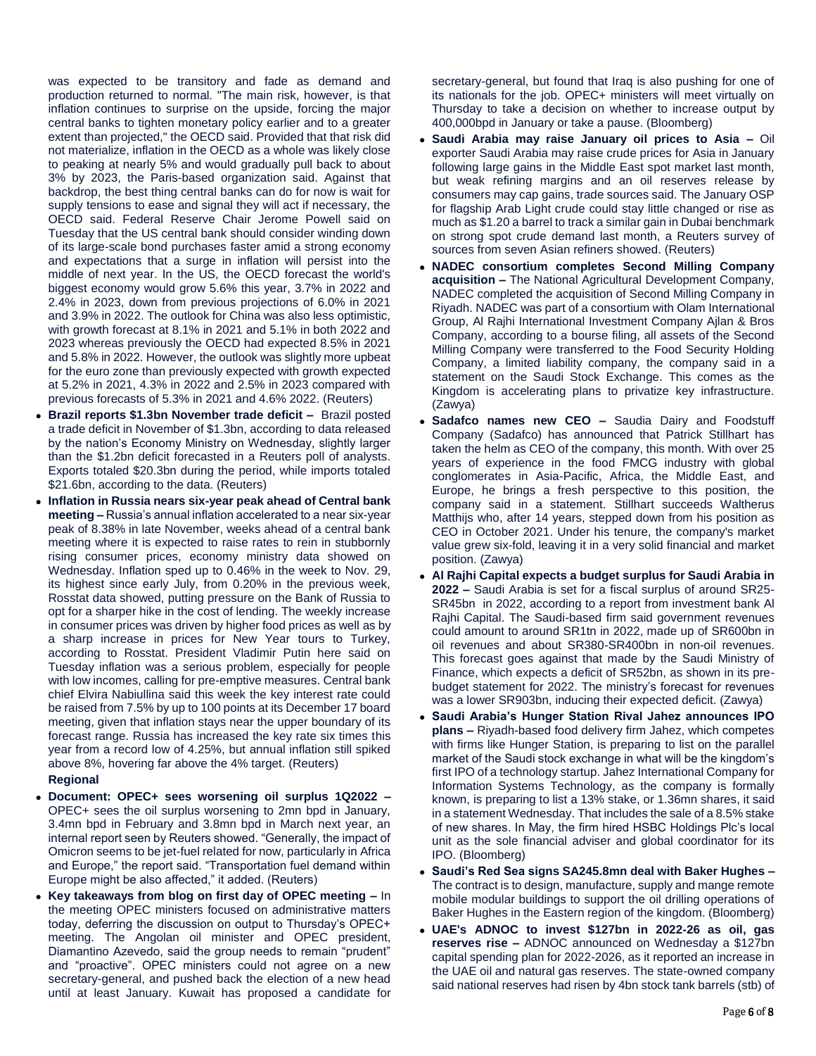was expected to be transitory and fade as demand and production returned to normal. "The main risk, however, is that inflation continues to surprise on the upside, forcing the major central banks to tighten monetary policy earlier and to a greater extent than projected," the OECD said. Provided that that risk did not materialize, inflation in the OECD as a whole was likely close to peaking at nearly 5% and would gradually pull back to about 3% by 2023, the Paris-based organization said. Against that backdrop, the best thing central banks can do for now is wait for supply tensions to ease and signal they will act if necessary, the OECD said. Federal Reserve Chair Jerome Powell said on Tuesday that the US central bank should consider winding down of its large-scale bond purchases faster amid a strong economy and expectations that a surge in inflation will persist into the middle of next year. In the US, the OECD forecast the world's biggest economy would grow 5.6% this year, 3.7% in 2022 and 2.4% in 2023, down from previous projections of 6.0% in 2021 and 3.9% in 2022. The outlook for China was also less optimistic, with growth forecast at 8.1% in 2021 and 5.1% in both 2022 and 2023 whereas previously the OECD had expected 8.5% in 2021 and 5.8% in 2022. However, the outlook was slightly more upbeat for the euro zone than previously expected with growth expected at 5.2% in 2021, 4.3% in 2022 and 2.5% in 2023 compared with previous forecasts of 5.3% in 2021 and 4.6% 2022. (Reuters)

- **Brazil reports $1.3bn November trade deficit –** Brazil posted a trade deficit in November of $1.3bn, according to data released by the nation's Economy Ministry on Wednesday, slightly larger than the $1.2bn deficit forecasted in a Reuters poll of analysts. Exports totaled $20.3bn during the period, while imports totaled $21.6bn, according to the data. (Reuters)
- **Inflation in Russia nears six-year peak ahead of Central bank meeting –** Russia's annual inflation accelerated to a near six-year peak of 8.38% in late November, weeks ahead of a central bank meeting where it is expected to raise rates to rein in stubbornly rising consumer prices, economy ministry data showed on Wednesday. Inflation sped up to 0.46% in the week to Nov. 29, its highest since early July, from 0.20% in the previous week, Rosstat data showed, putting pressure on the Bank of Russia to opt for a sharper hike in the cost of lending. The weekly increase in consumer prices was driven by higher food prices as well as by a sharp increase in prices for New Year tours to Turkey, according to Rosstat. President Vladimir Putin here said on Tuesday inflation was a serious problem, especially for people with low incomes, calling for pre-emptive measures. Central bank chief Elvira Nabiullina said this week the key interest rate could be raised from 7.5% by up to 100 points at its December 17 board meeting, given that inflation stays near the upper boundary of its forecast range. Russia has increased the key rate six times this year from a record low of 4.25%, but annual inflation still spiked above 8%, hovering far above the 4% target. (Reuters)

**Regional**

- **Document: OPEC+ sees worsening oil surplus 1Q2022 –** OPEC+ sees the oil surplus worsening to 2mn bpd in January, 3.4mn bpd in February and 3.8mn bpd in March next year, an internal report seen by Reuters showed. "Generally, the impact of Omicron seems to be jet-fuel related for now, particularly in Africa and Europe," the report said. "Transportation fuel demand within Europe might be also affected," it added. (Reuters)
- **Key takeaways from blog on first day of OPEC meeting –** In the meeting OPEC ministers focused on administrative matters today, deferring the discussion on output to Thursday's OPEC+ meeting. The Angolan oil minister and OPEC president, Diamantino Azevedo, said the group needs to remain "prudent" and "proactive". OPEC ministers could not agree on a new secretary-general, and pushed back the election of a new head until at least January. Kuwait has proposed a candidate for secretary-general, but found that Iraq is also pushing for one of its nationals for the job. OPEC+ ministers will meet virtually on Thursday to take a decision on whether to increase output by 400,000bpd in January or take a pause. (Bloomberg)
- **Saudi Arabia may raise January oil prices to Asia –** Oil exporter Saudi Arabia may raise crude prices for Asia in January following large gains in the Middle East spot market last month, but weak refining margins and an oil reserves release by consumers may cap gains, trade sources said. The January OSP for flagship Arab Light crude could stay little changed or rise as much as $1.20 a barrel to track a similar gain in Dubai benchmark on strong spot crude demand last month, a Reuters survey of sources from seven Asian refiners showed. (Reuters)
- **NADEC consortium completes Second Milling Company acquisition –** The National Agricultural Development Company, NADEC completed the acquisition of Second Milling Company in Riyadh. NADEC was part of a consortium with Olam International Group, Al Rajhi International Investment Company Ajlan & Bros Company, according to a bourse filing, all assets of the Second Milling Company were transferred to the Food Security Holding Company, a limited liability company, the company said in a statement on the Saudi Stock Exchange. This comes as the Kingdom is accelerating plans to privatize key infrastructure. (Zawya)
- **Sadafco names new CEO –** Saudia Dairy and Foodstuff Company (Sadafco) has announced that Patrick Stillhart has taken the helm as CEO of the company, this month. With over 25 years of experience in the food FMCG industry with global conglomerates in Asia-Pacific, Africa, the Middle East, and Europe, he brings a fresh perspective to this position, the company said in a statement. Stillhart succeeds Waltherus Matthijs who, after 14 years, stepped down from his position as CEO in October 2021. Under his tenure, the company's market value grew six-fold, leaving it in a very solid financial and market position. (Zawya)
- **Al Rajhi Capital expects a budget surplus for Saudi Arabia in 2022 –** Saudi Arabia is set for a fiscal surplus of around SR25-SR45bn in 2022, according to a report from investment bank Al Rajhi Capital. The Saudi-based firm said government revenues could amount to around SR1tn in 2022, made up of SR600bn in oil revenues and about SR380-SR400bn in non-oil revenues. This forecast goes against that made by the Saudi Ministry of Finance, which expects a deficit of SR52bn, as shown in its pre-budget statement for 2022. The ministry's forecast for revenues was a lower SR903bn, inducing their expected deficit. (Zawya)
- **Saudi Arabia's Hunger Station Rival Jahez announces IPO plans –** Riyadh-based food delivery firm Jahez, which competes with firms like Hunger Station, is preparing to list on the parallel market of the Saudi stock exchange in what will be the kingdom's first IPO of a technology startup. Jahez International Company for Information Systems Technology, as the company is formally known, is preparing to list a 13% stake, or 1.36mn shares, it said in a statement Wednesday. That includes the sale of a 8.5% stake of new shares. In May, the firm hired HSBC Holdings Plc's local unit as the sole financial adviser and global coordinator for its IPO. (Bloomberg)
- **Saudi's Red Sea signs SA245.8mn deal with Baker Hughes –** The contract is to design, manufacture, supply and mange remote mobile modular buildings to support the oil drilling operations of Baker Hughes in the Eastern region of the kingdom. (Bloomberg)
- **UAE's ADNOC to invest $127bn in 2022-26 as oil, gas reserves rise –** ADNOC announced on Wednesday a $127bn capital spending plan for 2022-2026, as it reported an increase in the UAE oil and natural gas reserves. The state-owned company said national reserves had risen by 4bn stock tank barrels (stb) of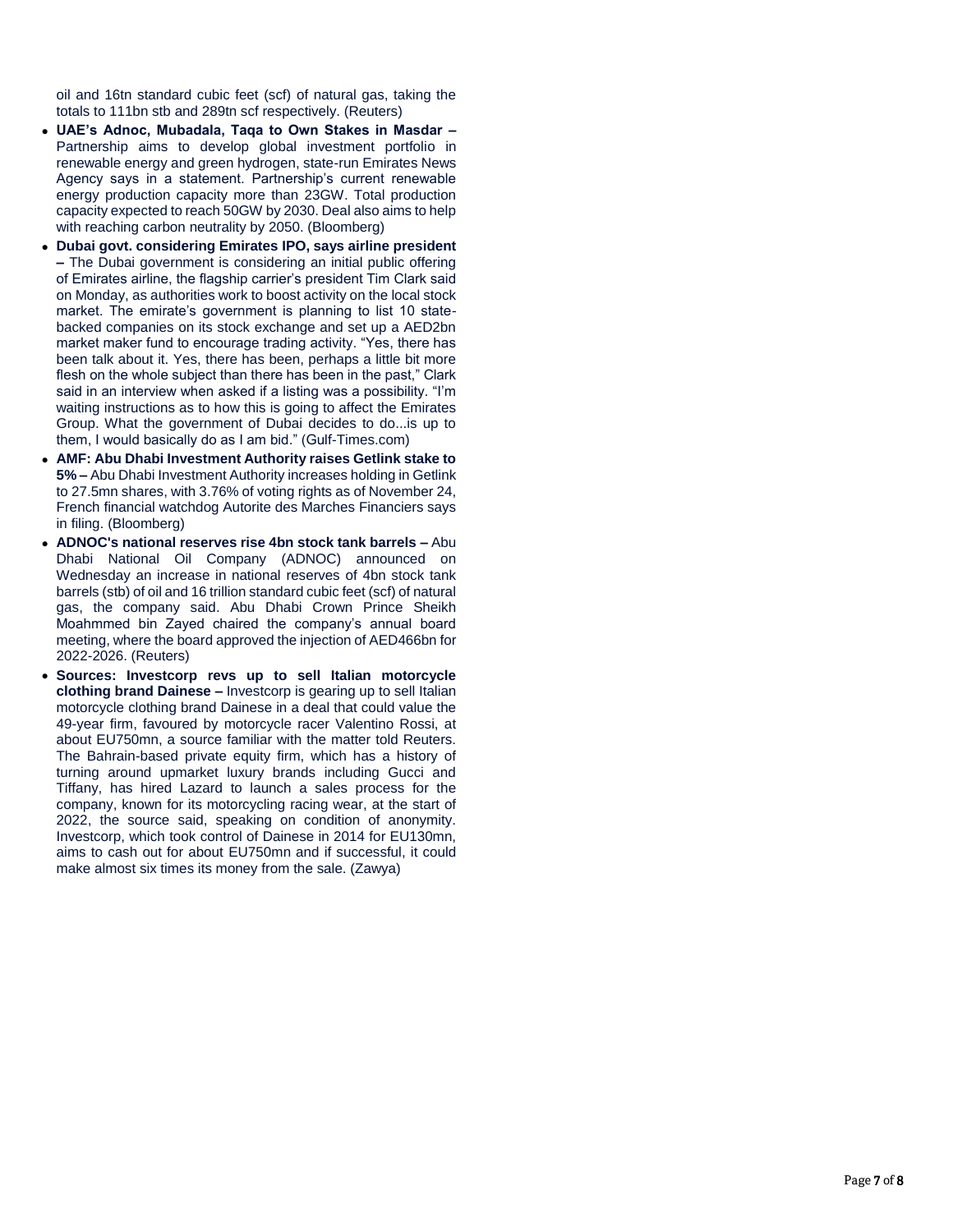oil and 16tn standard cubic feet (scf) of natural gas, taking the totals to 111bn stb and 289tn scf respectively. (Reuters)

- **UAE's Adnoc, Mubadala, Taqa to Own Stakes in Masdar –** Partnership aims to develop global investment portfolio in renewable energy and green hydrogen, state-run Emirates News Agency says in a statement. Partnership's current renewable energy production capacity more than 23GW. Total production capacity expected to reach 50GW by 2030. Deal also aims to help with reaching carbon neutrality by 2050. (Bloomberg)
- **Dubai govt. considering Emirates IPO, says airline president –** The Dubai government is considering an initial public offering of Emirates airline, the flagship carrier's president Tim Clark said on Monday, as authorities work to boost activity on the local stock market. The emirate's government is planning to list 10 state-backed companies on its stock exchange and set up a AED2bn market maker fund to encourage trading activity. "Yes, there has been talk about it. Yes, there has been, perhaps a little bit more flesh on the whole subject than there has been in the past," Clark said in an interview when asked if a listing was a possibility. "I'm waiting instructions as to how this is going to affect the Emirates Group. What the government of Dubai decides to do...is up to them, I would basically do as I am bid." (Gulf-Times.com)
- **AMF: Abu Dhabi Investment Authority raises Getlink stake to 5% –** Abu Dhabi Investment Authority increases holding in Getlink to 27.5mn shares, with 3.76% of voting rights as of November 24, French financial watchdog Autorite des Marches Financiers says in filing. (Bloomberg)
- **ADNOC's national reserves rise 4bn stock tank barrels –** Abu Dhabi National Oil Company (ADNOC) announced on Wednesday an increase in national reserves of 4bn stock tank barrels (stb) of oil and 16 trillion standard cubic feet (scf) of natural gas, the company said. Abu Dhabi Crown Prince Sheikh Moahmmed bin Zayed chaired the company's annual board meeting, where the board approved the injection of AED466bn for 2022-2026. (Reuters)
- **Sources: Investcorp revs up to sell Italian motorcycle clothing brand Dainese –** Investcorp is gearing up to sell Italian motorcycle clothing brand Dainese in a deal that could value the 49-year firm, favoured by motorcycle racer Valentino Rossi, at about EU750mn, a source familiar with the matter told Reuters. The Bahrain-based private equity firm, which has a history of turning around upmarket luxury brands including Gucci and Tiffany, has hired Lazard to launch a sales process for the company, known for its motorcycling racing wear, at the start of 2022, the source said, speaking on condition of anonymity. Investcorp, which took control of Dainese in 2014 for EU130mn, aims to cash out for about EU750mn and if successful, it could make almost six times its money from the sale. (Zawya)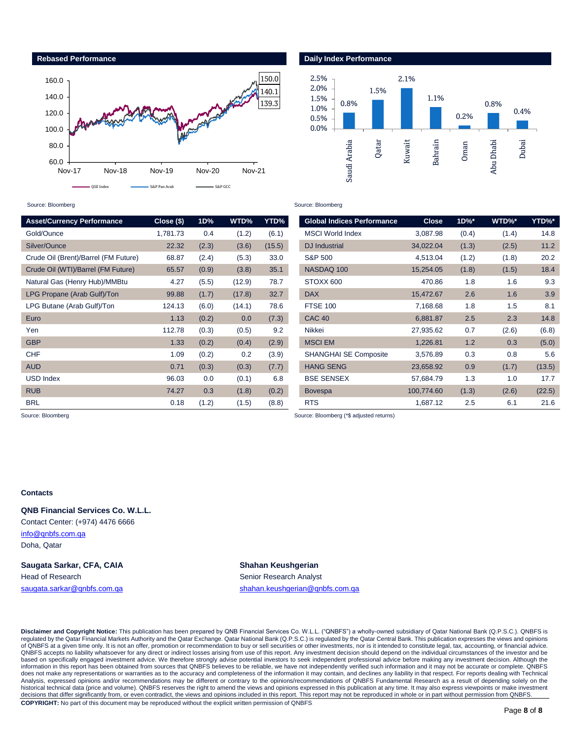**Rebased Performance**

160.0
140.0
120.0
100.0
80.0
60.0
Nov-17
Nov-18
Nov-19
Nov-20
Nov-21

150.0
140.1
139.3

QSE Index
S&P Pan Arab
S&P GCC

Source: Bloomberg

**Daily Index Performance**

2.5%
2.0%
1.5%
1.0%
0.5%
0.0%

0.8%
1.5%
2.1%
1.1%
0.2%
0.8%
0.4%

Saudi Arabia
Qatar
Kuwait
Bahrain
Oman
Abu Dhabi
Dubai

Source: Bloomberg

| Asset/Currency Performance | Close ($) | 1D% | WTD% | YTD% |
|---|---|---|---|---|
| Gold/Ounce | 1,781.73 | 0.4 | (1.2) | (6.1) |
| Silver/Ounce | 22.32 | (2.3) | (3.6) | (15.5) |
| Crude Oil (Brent)/Barrel (FM Future) | 68.87 | (2.4) | (5.3) | 33.0 |
| Crude Oil (WTI)/Barrel (FM Future) | 65.57 | (0.9) | (3.8) | 35.1 |
| Natural Gas (Henry Hub)/MMBtu | 4.27 | (5.5) | (12.9) | 78.7 |
| LPG Propane (Arab Gulf)/Ton | 99.88 | (1.7) | (17.8) | 32.7 |
| LPG Butane (Arab Gulf)/Ton | 124.13 | (6.0) | (14.1) | 78.6 |
| Euro | 1.13 | (0.2) | 0.0 | (7.3) |
| Yen | 112.78 | (0.3) | (0.5) | 9.2 |
| GBP | 1.33 | (0.2) | (0.4) | (2.9) |
| CHF | 1.09 | (0.2) | 0.2 | (3.9) |
| AUD | 0.71 | (0.3) | (0.3) | (7.7) |
| USD Index | 96.03 | 0.0 | (0.1) | 6.8 |
| RUB | 74.27 | 0.3 | (1.8) | (0.2) |
| BRL | 0.18 | (1.2) | (1.5) | (8.8) |

Source: Bloomberg

| Global Indices Performance | Close | 1D%* | WTD%* | YTD%* |
|---|---|---|---|---|
| MSCI World Index | 3,087.98 | (0.4) | (1.4) | 14.8 |
| DJ Industrial | 34,022.04 | (1.3) | (2.5) | 11.2 |
| S&P 500 | 4,513.04 | (1.2) | (1.8) | 20.2 |
| NASDAQ 100 | 15,254.05 | (1.8) | (1.5) | 18.4 |
| STOXX 600 | 470.86 | 1.8 | 1.6 | 9.3 |
| DAX | 15,472.67 | 2.6 | 1.6 | 3.9 |
| FTSE 100 | 7,168.68 | 1.8 | 1.5 | 8.1 |
| CAC 40 | 6,881.87 | 2.5 | 2.3 | 14.8 |
| Nikkei | 27,935.62 | 0.7 | (2.6) | (6.8) |
| MSCI EM | 1,226.81 | 1.2 | 0.3 | (5.0) |
| SHANGHAI SE Composite | 3,576.89 | 0.3 | 0.8 | 5.6 |
| HANG SENG | 23,658.92 | 0.9 | (1.7) | (13.5) |
| BSE SENSEX | 57,684.79 | 1.3 | 1.0 | 17.7 |
| Bovespa | 100,774.60 | (1.3) | (2.6) | (22.5) |
| RTS | 1,687.12 | 2.5 | 6.1 | 21.6 |

Source: Bloomberg (*$ adjusted returns)

**Contacts**

**QNB Financial Services Co. W.L.L.**
Contact Center: (+974) 4476 6666
info@qnbfs.com.qa
Doha, Qatar

**Saugata Sarkar, CFA, CAIA**
Head of Research
saugata.sarkar@qnbfs.com.qa

**Shahan Keushgerian**
Senior Research Analyst
shahan.keushgerian@qnbfs.com.qa

**Disclaimer and Copyright Notice:** This publication has been prepared by QNB Financial Services Co. W.L.L. ("QNBFS") a wholly-owned subsidiary of Qatar National Bank (Q.P.S.C.). QNBFS is regulated by the Qatar Financial Markets Authority and the Qatar Exchange. Qatar National Bank (Q.P.S.C.) is regulated by the Qatar Central Bank. This publication expresses the views and opinions of QNBFS at a given time only. It is not an offer, promotion or recommendation to buy or sell securities or other investments, nor is it intended to constitute legal, tax, accounting, or financial advice. QNBFS accepts no liability whatsoever for any direct or indirect losses arising from use of this report. Any investment decision should depend on the individual circumstances of the investor and be based on specifically engaged investment advice. We therefore strongly advise potential investors to seek independent professional advice before making any investment decision. Although the information in this report has been obtained from sources that QNBFS believes to be reliable, we have not independently verified such information and it may not be accurate or complete. QNBFS does not make any representations or warranties as to the accuracy and completeness of the information it may contain, and declines any liability in that respect. For reports dealing with Technical Analysis, expressed opinions and/or recommendations may be different or contrary to the opinions/recommendations of QNBFS Fundamental Research as a result of depending solely on the historical technical data (price and volume). QNBFS reserves the right to amend the views and opinions expressed in this publication at any time. It may also express viewpoints or make investment decisions that differ significantly from, or even contradict, the views and opinions included in this report. This report may not be reproduced in whole or in part without permission from QNBFS.

**COPYRIGHT:** No part of this document may be reproduced without the explicit written permission of QNBFS.